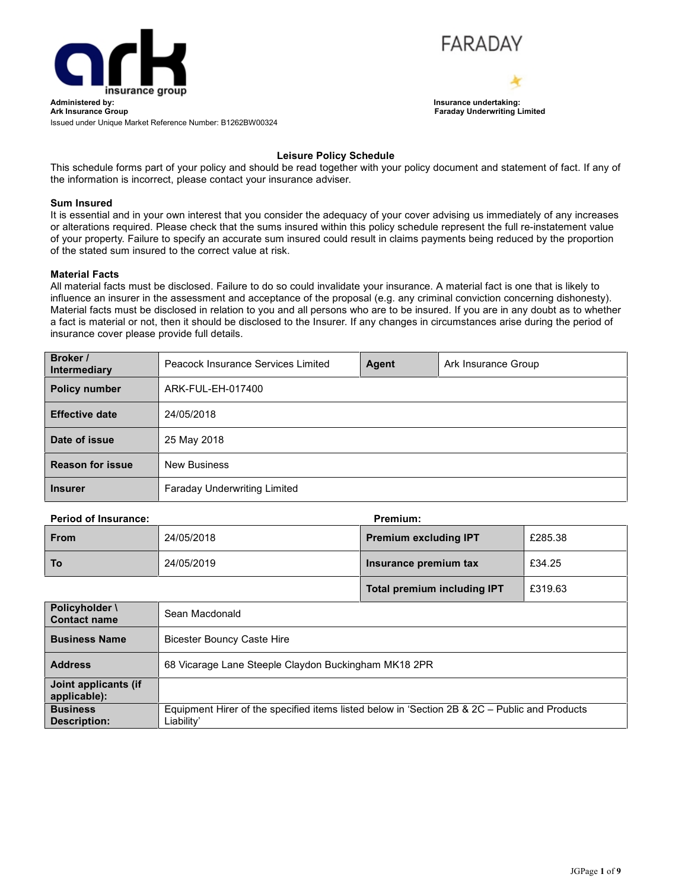ark insurance group

**Administered by:**
**Ark Insurance Group**
Issued under Unique Market Reference Number: B1262BW00324

FARADAY

**Insurance undertaking:**
**Faraday Underwriting Limited**

## Leisure Policy Schedule

This schedule forms part of your policy and should be read together with your policy document and statement of fact. If any of the information is incorrect, please contact your insurance adviser.

**Sum Insured**

It is essential and in your own interest that you consider the adequacy of your cover advising us immediately of any increases or alterations required. Please check that the sums insured within this policy schedule represent the full re-instatement value of your property. Failure to specify an accurate sum insured could result in claims payments being reduced by the proportion of the stated sum insured to the correct value at risk.

**Material Facts**

All material facts must be disclosed. Failure to do so could invalidate your insurance. A material fact is one that is likely to influence an insurer in the assessment and acceptance of the proposal (e.g. any criminal conviction concerning dishonesty). Material facts must be disclosed in relation to you and all persons who are to be insured. If you are in any doubt as to whether a fact is material or not, then it should be disclosed to the Insurer. If any changes in circumstances arise during the period of insurance cover please provide full details.

| **Broker / Intermediary** | Peacock Insurance Services Limited | **Agent** | Ark Insurance Group |
|---|---|---|---|
| **Policy number** | ARK-FUL-EH-017400 | | |
| **Effective date** | 24/05/2018 | | |
| **Date of issue** | 25 May 2018 | | |
| **Reason for issue** | New Business | | |
| **Insurer** | Faraday Underwriting Limited | | |

| **Period of Insurance:** | | **Premium:** | |
|---|---|---|---|
| **From** | 24/05/2018 | **Premium excluding IPT** | £285.38 |
| **To** | 24/05/2019 | **Insurance premium tax** | £34.25 |
| | | **Total premium including IPT** | £319.63 |

| **Policyholder \ Contact name** | Sean Macdonald |
|---|---|
| **Business Name** | Bicester Bouncy Caste Hire |
| **Address** | 68 Vicarage Lane Steeple Claydon Buckingham MK18 2PR |
| **Joint applicants (if applicable):** | |
| **Business Description:** | Equipment Hirer of the specified items listed below in 'Section 2B & 2C – Public and Products Liability' |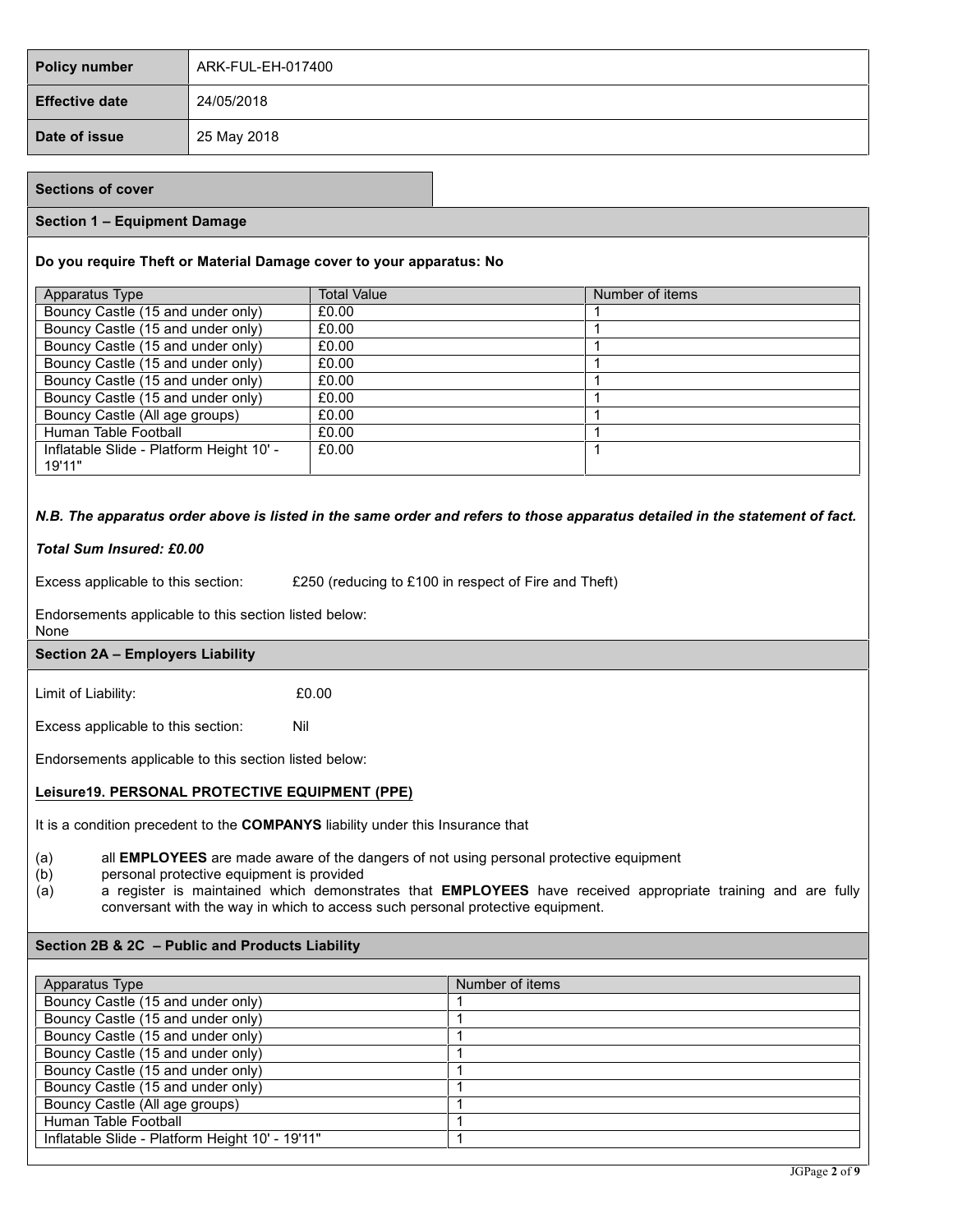| Policy number | ARK-FUL-EH-017400 |
| --- | --- |
| Effective date | 24/05/2018 |
| Date of issue | 25 May 2018 |

## Sections of cover

### Section 1 – Equipment Damage

**Do you require Theft or Material Damage cover to your apparatus: No**

| Apparatus Type | Total Value | Number of items |
| --- | --- | --- |
| Bouncy Castle (15 and under only) | £0.00 | 1 |
| Bouncy Castle (15 and under only) | £0.00 | 1 |
| Bouncy Castle (15 and under only) | £0.00 | 1 |
| Bouncy Castle (15 and under only) | £0.00 | 1 |
| Bouncy Castle (15 and under only) | £0.00 | 1 |
| Bouncy Castle (15 and under only) | £0.00 | 1 |
| Bouncy Castle (All age groups) | £0.00 | 1 |
| Human Table Football | £0.00 | 1 |
| Inflatable Slide - Platform Height 10' - 19'11" | £0.00 | 1 |

***N.B. The apparatus order above is listed in the same order and refers to those apparatus detailed in the statement of fact.***

***Total Sum Insured: £0.00***

Excess applicable to this section: £250 (reducing to £100 in respect of Fire and Theft)

Endorsements applicable to this section listed below:
None

### Section 2A – Employers Liability

Limit of Liability: £0.00

Excess applicable to this section: Nil

Endorsements applicable to this section listed below:

**Leisure19. PERSONAL PROTECTIVE EQUIPMENT (PPE)**

It is a condition precedent to the **COMPANYS** liability under this Insurance that

(a) all **EMPLOYEES** are made aware of the dangers of not using personal protective equipment
(b) personal protective equipment is provided
(a) a register is maintained which demonstrates that **EMPLOYEES** have received appropriate training and are fully conversant with the way in which to access such personal protective equipment.

### Section 2B & 2C – Public and Products Liability

| Apparatus Type | Number of items |
| --- | --- |
| Bouncy Castle (15 and under only) | 1 |
| Bouncy Castle (15 and under only) | 1 |
| Bouncy Castle (15 and under only) | 1 |
| Bouncy Castle (15 and under only) | 1 |
| Bouncy Castle (15 and under only) | 1 |
| Bouncy Castle (15 and under only) | 1 |
| Bouncy Castle (All age groups) | 1 |
| Human Table Football | 1 |
| Inflatable Slide - Platform Height 10' - 19'11" | 1 |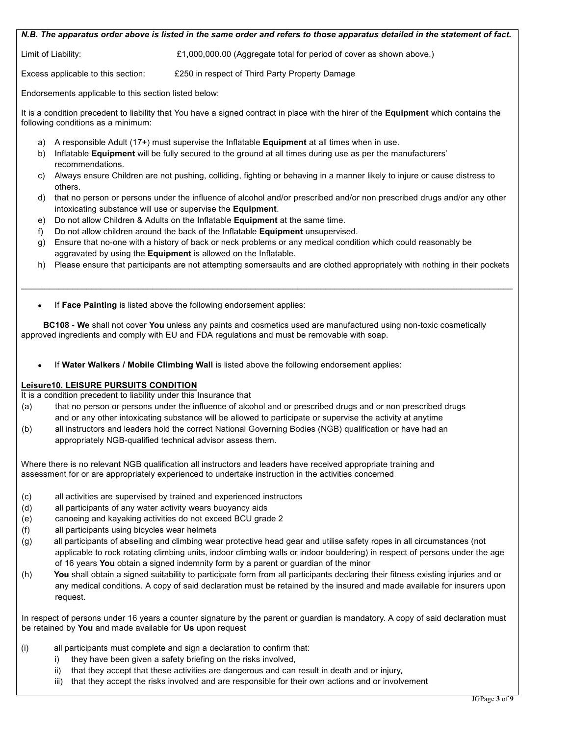***N.B. The apparatus order above is listed in the same order and refers to those apparatus detailed in the statement of fact.***

Limit of Liability: £1,000,000.00 (Aggregate total for period of cover as shown above.)

Excess applicable to this section: £250 in respect of Third Party Property Damage

Endorsements applicable to this section listed below:

It is a condition precedent to liability that You have a signed contract in place with the hirer of the **Equipment** which contains the following conditions as a minimum:

a) A responsible Adult (17+) must supervise the Inflatable **Equipment** at all times when in use.
b) Inflatable **Equipment** will be fully secured to the ground at all times during use as per the manufacturers' recommendations.
c) Always ensure Children are not pushing, colliding, fighting or behaving in a manner likely to injure or cause distress to others.
d) that no person or persons under the influence of alcohol and/or prescribed and/or non prescribed drugs and/or any other intoxicating substance will use or supervise the **Equipment**.
e) Do not allow Children & Adults on the Inflatable **Equipment** at the same time.
f) Do not allow children around the back of the Inflatable **Equipment** unsupervised.
g) Ensure that no-one with a history of back or neck problems or any medical condition which could reasonably be aggravated by using the **Equipment** is allowed on the Inflatable.
h) Please ensure that participants are not attempting somersaults and are clothed appropriately with nothing in their pockets

---

- If **Face Painting** is listed above the following endorsement applies:

**BC108** - **We** shall not cover **You** unless any paints and cosmetics used are manufactured using non-toxic cosmetically approved ingredients and comply with EU and FDA regulations and must be removable with soap.

- If **Water Walkers / Mobile Climbing Wall** is listed above the following endorsement applies:

**Leisure10. LEISURE PURSUITS CONDITION**

It is a condition precedent to liability under this Insurance that

(a) that no person or persons under the influence of alcohol and or prescribed drugs and or non prescribed drugs and or any other intoxicating substance will be allowed to participate or supervise the activity at anytime

(b) all instructors and leaders hold the correct National Governing Bodies (NGB) qualification or have had an appropriately NGB-qualified technical advisor assess them.

Where there is no relevant NGB qualification all instructors and leaders have received appropriate training and assessment for or are appropriately experienced to undertake instruction in the activities concerned

(c) all activities are supervised by trained and experienced instructors

(d) all participants of any water activity wears buoyancy aids

(e) canoeing and kayaking activities do not exceed BCU grade 2

(f) all participants using bicycles wear helmets

(g) all participants of abseiling and climbing wear protective head gear and utilise safety ropes in all circumstances (not applicable to rock rotating climbing units, indoor climbing walls or indoor bouldering) in respect of persons under the age of 16 years **You** obtain a signed indemnity form by a parent or guardian of the minor

(h) **You** shall obtain a signed suitability to participate form from all participants declaring their fitness existing injuries and or any medical conditions. A copy of said declaration must be retained by the insured and made available for insurers upon request.

In respect of persons under 16 years a counter signature by the parent or guardian is mandatory. A copy of said declaration must be retained by **You** and made available for **Us** upon request

(i) all participants must complete and sign a declaration to confirm that:

i) they have been given a safety briefing on the risks involved,
ii) that they accept that these activities are dangerous and can result in death and or injury,
iii) that they accept the risks involved and are responsible for their own actions and or involvement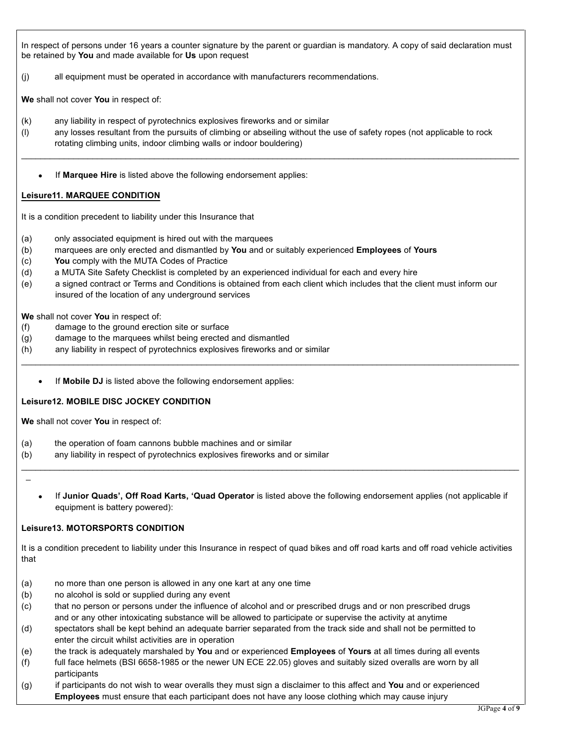In respect of persons under 16 years a counter signature by the parent or guardian is mandatory. A copy of said declaration must be retained by **You** and made available for **Us** upon request

(j) all equipment must be operated in accordance with manufacturers recommendations.

**We** shall not cover **You** in respect of:

(k) any liability in respect of pyrotechnics explosives fireworks and or similar
(l) any losses resultant from the pursuits of climbing or abseiling without the use of safety ropes (not applicable to rock rotating climbing units, indoor climbing walls or indoor bouldering)

---

- If **Marquee Hire** is listed above the following endorsement applies:

**<u>Leisure11. MARQUEE CONDITION</u>**

It is a condition precedent to liability under this Insurance that

(a) only associated equipment is hired out with the marquees
(b) marquees are only erected and dismantled by **You** and or suitably experienced **Employees** of **Yours**
(c) **You** comply with the MUTA Codes of Practice
(d) a MUTA Site Safety Checklist is completed by an experienced individual for each and every hire
(e) a signed contract or Terms and Conditions is obtained from each client which includes that the client must inform our insured of the location of any underground services

**We** shall not cover **You** in respect of:
(f) damage to the ground erection site or surface
(g) damage to the marquees whilst being erected and dismantled
(h) any liability in respect of pyrotechnics explosives fireworks and or similar

---

- If **Mobile DJ** is listed above the following endorsement applies:

**Leisure12. MOBILE DISC JOCKEY CONDITION**

**We** shall not cover **You** in respect of:

(a) the operation of foam cannons bubble machines and or similar
(b) any liability in respect of pyrotechnics explosives fireworks and or similar

---

- If **Junior Quads', Off Road Karts, 'Quad Operator** is listed above the following endorsement applies (not applicable if equipment is battery powered):

**Leisure13. MOTORSPORTS CONDITION**

It is a condition precedent to liability under this Insurance in respect of quad bikes and off road karts and off road vehicle activities that

(a) no more than one person is allowed in any one kart at any one time
(b) no alcohol is sold or supplied during any event
(c) that no person or persons under the influence of alcohol and or prescribed drugs and or non prescribed drugs and or any other intoxicating substance will be allowed to participate or supervise the activity at anytime
(d) spectators shall be kept behind an adequate barrier separated from the track side and shall not be permitted to enter the circuit whilst activities are in operation
(e) the track is adequately marshaled by **You** and or experienced **Employees** of **Yours** at all times during all events
(f) full face helmets (BSI 6658-1985 or the newer UN ECE 22.05) gloves and suitably sized overalls are worn by all participants
(g) if participants do not wish to wear overalls they must sign a disclaimer to this affect and **You** and or experienced **Employees** must ensure that each participant does not have any loose clothing which may cause injury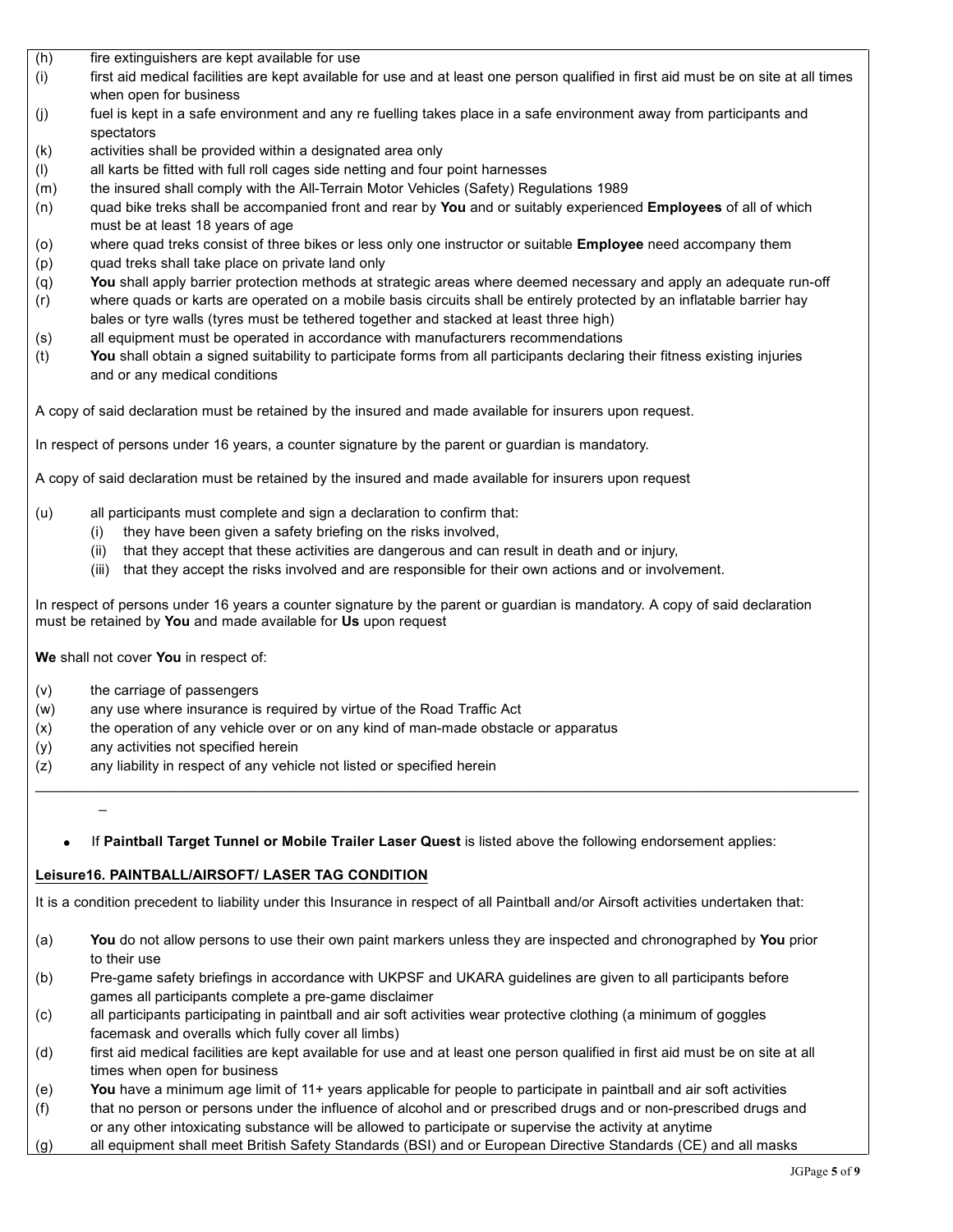(h) fire extinguishers are kept available for use

(i) first aid medical facilities are kept available for use and at least one person qualified in first aid must be on site at all times when open for business

(j) fuel is kept in a safe environment and any re fuelling takes place in a safe environment away from participants and spectators

(k) activities shall be provided within a designated area only

(l) all karts be fitted with full roll cages side netting and four point harnesses

(m) the insured shall comply with the All-Terrain Motor Vehicles (Safety) Regulations 1989

(n) quad bike treks shall be accompanied front and rear by **You** and or suitably experienced **Employees** of all of which must be at least 18 years of age

(o) where quad treks consist of three bikes or less only one instructor or suitable **Employee** need accompany them

(p) quad treks shall take place on private land only

(q) **You** shall apply barrier protection methods at strategic areas where deemed necessary and apply an adequate run-off

(r) where quads or karts are operated on a mobile basis circuits shall be entirely protected by an inflatable barrier hay bales or tyre walls (tyres must be tethered together and stacked at least three high)

(s) all equipment must be operated in accordance with manufacturers recommendations

(t) **You** shall obtain a signed suitability to participate forms from all participants declaring their fitness existing injuries and or any medical conditions

A copy of said declaration must be retained by the insured and made available for insurers upon request.

In respect of persons under 16 years, a counter signature by the parent or guardian is mandatory.

A copy of said declaration must be retained by the insured and made available for insurers upon request

(u) all participants must complete and sign a declaration to confirm that:
   (i) they have been given a safety briefing on the risks involved,
   (ii) that they accept that these activities are dangerous and can result in death and or injury,
   (iii) that they accept the risks involved and are responsible for their own actions and or involvement.

In respect of persons under 16 years a counter signature by the parent or guardian is mandatory. A copy of said declaration must be retained by **You** and made available for **Us** upon request

**We** shall not cover **You** in respect of:

(v) the carriage of passengers

(w) any use where insurance is required by virtue of the Road Traffic Act

(x) the operation of any vehicle over or on any kind of man-made obstacle or apparatus

(y) any activities not specified herein

(z) any liability in respect of any vehicle not listed or specified herein

---

- If **Paintball Target Tunnel or Mobile Trailer Laser Quest** is listed above the following endorsement applies:

**Leisure16. PAINTBALL/AIRSOFT/ LASER TAG CONDITION**

It is a condition precedent to liability under this Insurance in respect of all Paintball and/or Airsoft activities undertaken that:

(a) **You** do not allow persons to use their own paint markers unless they are inspected and chronographed by **You** prior to their use

(b) Pre-game safety briefings in accordance with UKPSF and UKARA guidelines are given to all participants before games all participants complete a pre-game disclaimer

(c) all participants participating in paintball and air soft activities wear protective clothing (a minimum of goggles facemask and overalls which fully cover all limbs)

(d) first aid medical facilities are kept available for use and at least one person qualified in first aid must be on site at all times when open for business

(e) **You** have a minimum age limit of 11+ years applicable for people to participate in paintball and air soft activities

(f) that no person or persons under the influence of alcohol and or prescribed drugs and or non-prescribed drugs and or any other intoxicating substance will be allowed to participate or supervise the activity at anytime

(g) all equipment shall meet British Safety Standards (BSI) and or European Directive Standards (CE) and all masks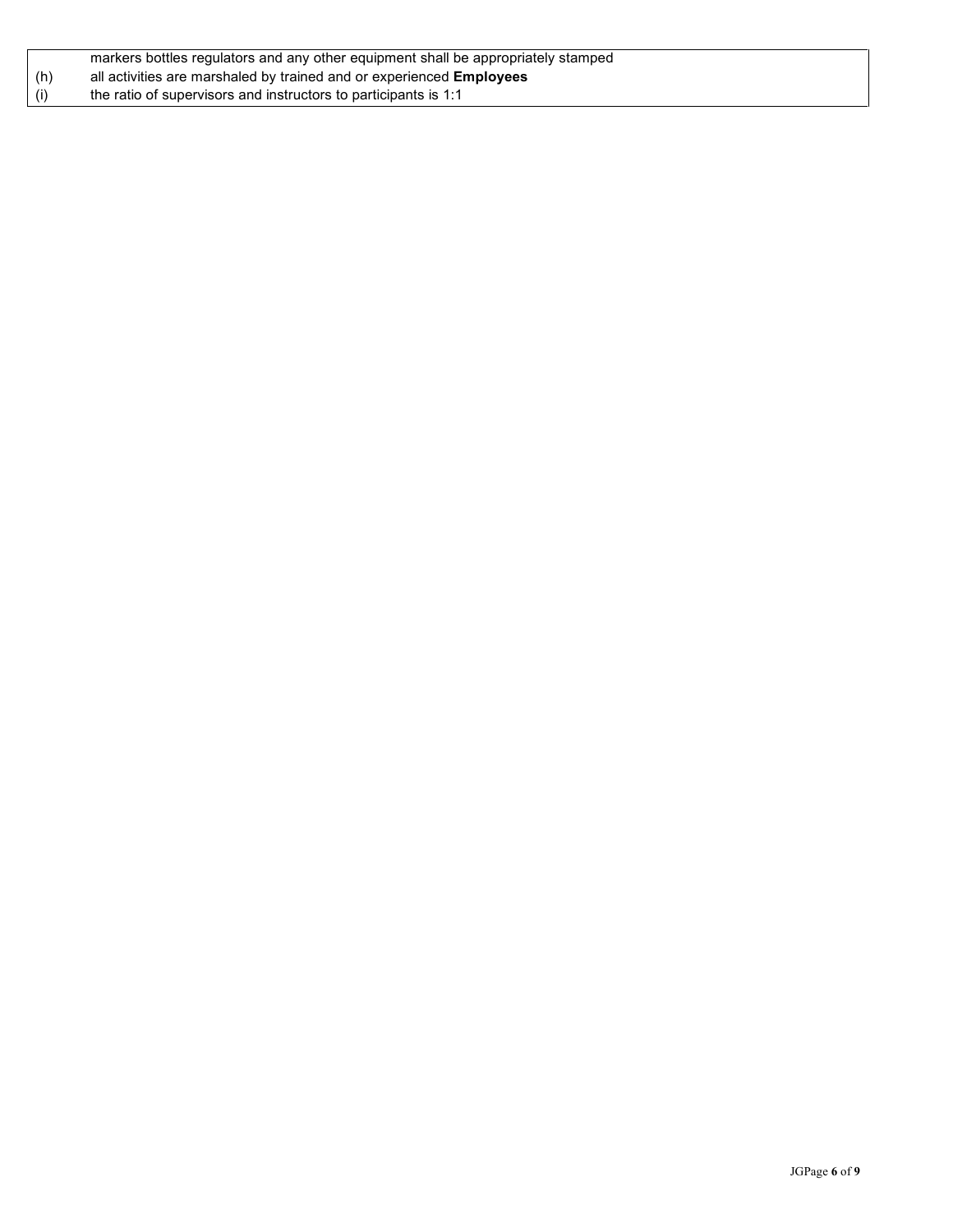| | |
|---|---|
| | markers bottles regulators and any other equipment shall be appropriately stamped |
| (h) | all activities are marshaled by trained and or experienced **Employees** |
| (i) | the ratio of supervisors and instructors to participants is 1:1 |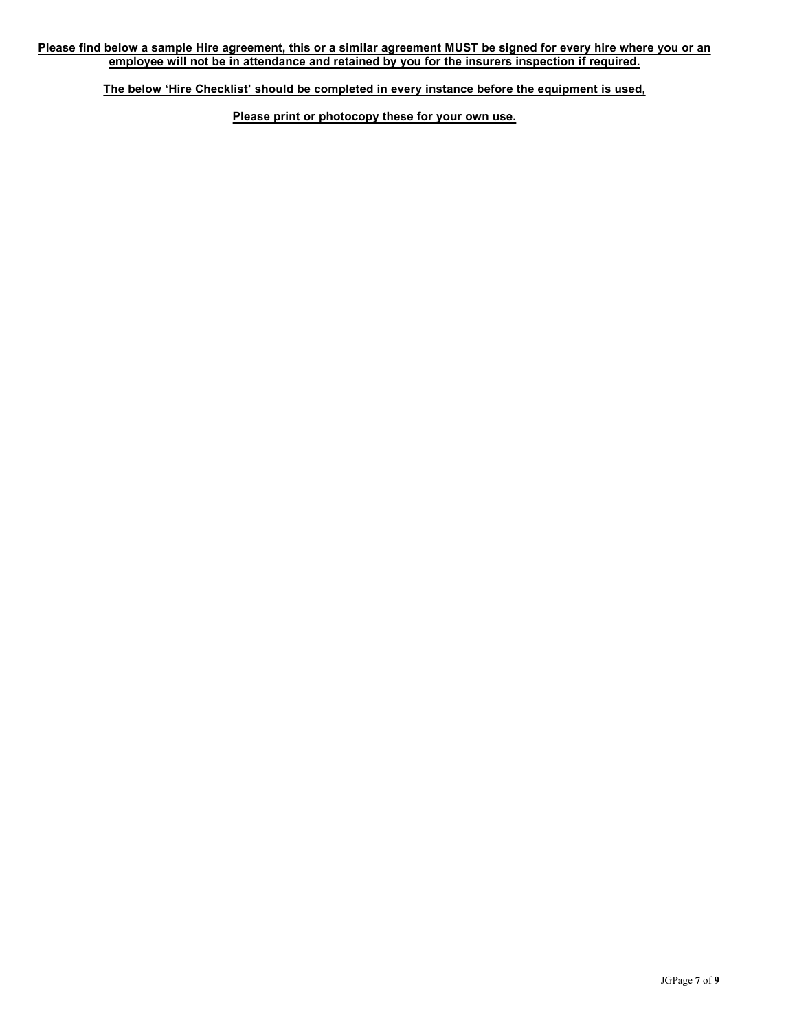**Please find below a sample Hire agreement, this or a similar agreement MUST be signed for every hire where you or an employee will not be in attendance and retained by you for the insurers inspection if required.**

**The below 'Hire Checklist' should be completed in every instance before the equipment is used,**

**Please print or photocopy these for your own use.**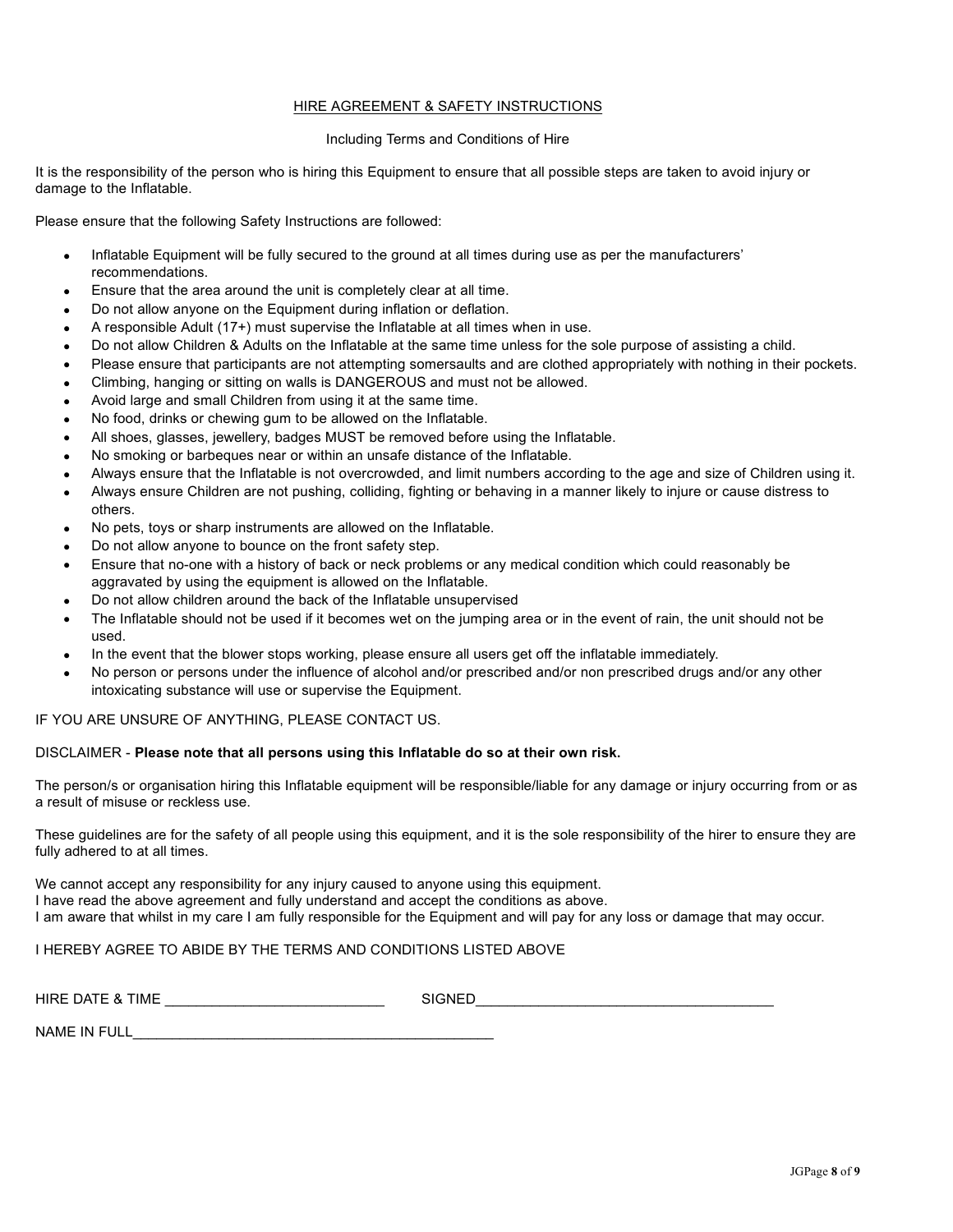## HIRE AGREEMENT & SAFETY INSTRUCTIONS

Including Terms and Conditions of Hire

It is the responsibility of the person who is hiring this Equipment to ensure that all possible steps are taken to avoid injury or damage to the Inflatable.

Please ensure that the following Safety Instructions are followed:

- Inflatable Equipment will be fully secured to the ground at all times during use as per the manufacturers' recommendations.
- Ensure that the area around the unit is completely clear at all time.
- Do not allow anyone on the Equipment during inflation or deflation.
- A responsible Adult (17+) must supervise the Inflatable at all times when in use.
- Do not allow Children & Adults on the Inflatable at the same time unless for the sole purpose of assisting a child.
- Please ensure that participants are not attempting somersaults and are clothed appropriately with nothing in their pockets.
- Climbing, hanging or sitting on walls is DANGEROUS and must not be allowed.
- Avoid large and small Children from using it at the same time.
- No food, drinks or chewing gum to be allowed on the Inflatable.
- All shoes, glasses, jewellery, badges MUST be removed before using the Inflatable.
- No smoking or barbeques near or within an unsafe distance of the Inflatable.
- Always ensure that the Inflatable is not overcrowded, and limit numbers according to the age and size of Children using it.
- Always ensure Children are not pushing, colliding, fighting or behaving in a manner likely to injure or cause distress to others.
- No pets, toys or sharp instruments are allowed on the Inflatable.
- Do not allow anyone to bounce on the front safety step.
- Ensure that no-one with a history of back or neck problems or any medical condition which could reasonably be aggravated by using the equipment is allowed on the Inflatable.
- Do not allow children around the back of the Inflatable unsupervised
- The Inflatable should not be used if it becomes wet on the jumping area or in the event of rain, the unit should not be used.
- In the event that the blower stops working, please ensure all users get off the inflatable immediately.
- No person or persons under the influence of alcohol and/or prescribed and/or non prescribed drugs and/or any other intoxicating substance will use or supervise the Equipment.

IF YOU ARE UNSURE OF ANYTHING, PLEASE CONTACT US.

DISCLAIMER - **Please note that all persons using this Inflatable do so at their own risk.**

The person/s or organisation hiring this Inflatable equipment will be responsible/liable for any damage or injury occurring from or as a result of misuse or reckless use.

These guidelines are for the safety of all people using this equipment, and it is the sole responsibility of the hirer to ensure they are fully adhered to at all times.

We cannot accept any responsibility for any injury caused to anyone using this equipment.
I have read the above agreement and fully understand and accept the conditions as above.
I am aware that whilst in my care I am fully responsible for the Equipment and will pay for any loss or damage that may occur.

I HEREBY AGREE TO ABIDE BY THE TERMS AND CONDITIONS LISTED ABOVE

HIRE DATE & TIME ___________________________ SIGNED_____________________________________

NAME IN FULL______________________________________________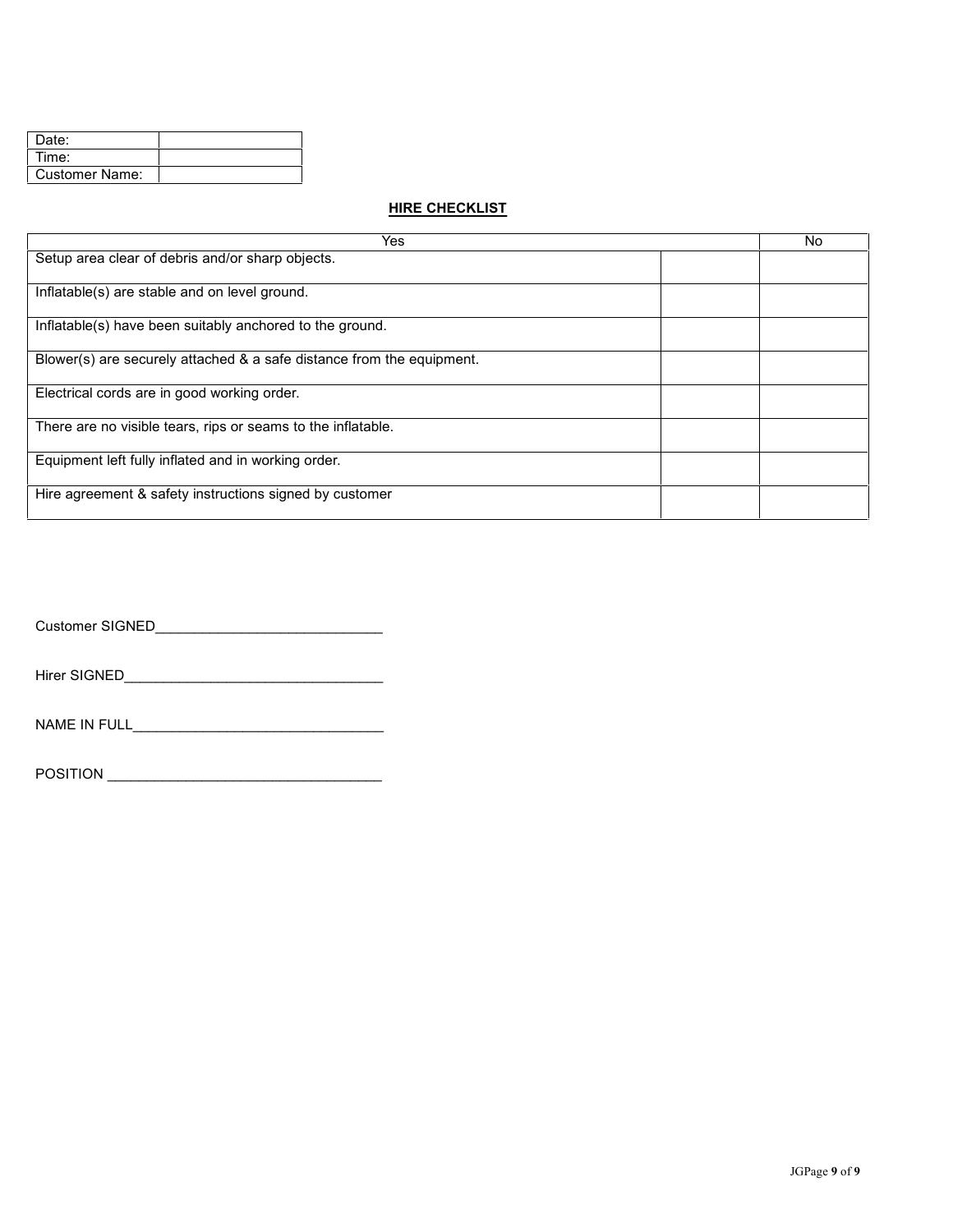| | |
|---|---|
| Date: | |
| Time: | |
| Customer Name: | |

**HIRE CHECKLIST**

| | Yes | No |
|---|---|---|
| Setup area clear of debris and/or sharp objects. | | |
| Inflatable(s) are stable and on level ground. | | |
| Inflatable(s) have been suitably anchored to the ground. | | |
| Blower(s) are securely attached & a safe distance from the equipment. | | |
| Electrical cords are in good working order. | | |
| There are no visible tears, rips or seams to the inflatable. | | |
| Equipment left fully inflated and in working order. | | |
| Hire agreement & safety instructions signed by customer | | |

Customer SIGNED_____________________________

Hirer SIGNED_________________________________

NAME IN FULL________________________________

POSITION ___________________________________